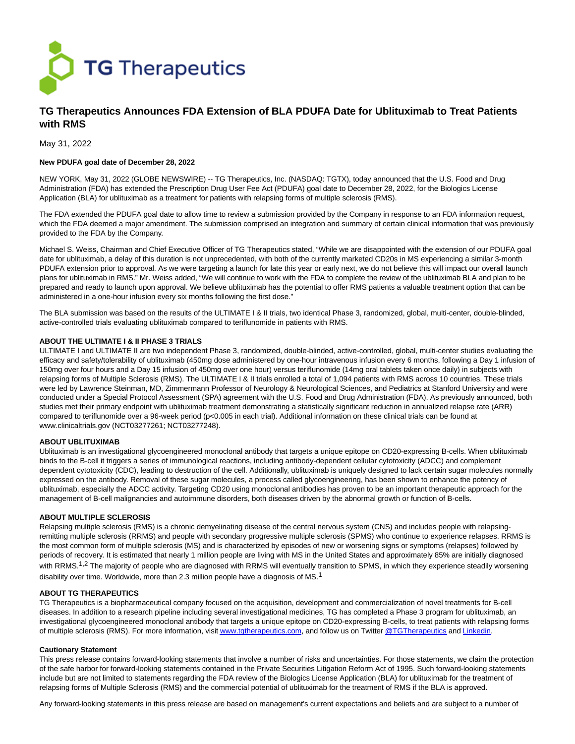# TG Therapeutics Announces FDA Extension of BLA PDUFA Date for Ublituximab to Treat Patients with RMS

May 31, 2022

**New PDUFA goal date of December 28, 2022**

NEW YORK, May 31, 2022 (GLOBE NEWSWIRE) -- TG Therapeutics, Inc. (NASDAQ: TGTX), today announced that the U.S. Food and Drug Administration (FDA) has extended the Prescription Drug User Fee Act (PDUFA) goal date to December 28, 2022, for the Biologics License Application (BLA) for ublituximab as a treatment for patients with relapsing forms of multiple sclerosis (RMS).

The FDA extended the PDUFA goal date to allow time to review a submission provided by the Company in response to an FDA information request, which the FDA deemed a major amendment. The submission comprised an integration and summary of certain clinical information that was previously provided to the FDA by the Company.

Michael S. Weiss, Chairman and Chief Executive Officer of TG Therapeutics stated, "While we are disappointed with the extension of our PDUFA goal date for ublituximab, a delay of this duration is not unprecedented, with both of the currently marketed CD20s in MS experiencing a similar 3-month PDUFA extension prior to approval. As we were targeting a launch for late this year or early next, we do not believe this will impact our overall launch plans for ublituximab in RMS." Mr. Weiss added, "We will continue to work with the FDA to complete the review of the ublituximab BLA and plan to be prepared and ready to launch upon approval. We believe ublituximab has the potential to offer RMS patients a valuable treatment option that can be administered in a one-hour infusion every six months following the first dose."

The BLA submission was based on the results of the ULTIMATE I & II trials, two identical Phase 3, randomized, global, multi-center, double-blinded, active-controlled trials evaluating ublituximab compared to teriflunomide in patients with RMS.

**ABOUT THE ULTIMATE I & II PHASE 3 TRIALS**

ULTIMATE I and ULTIMATE II are two independent Phase 3, randomized, double-blinded, active-controlled, global, multi-center studies evaluating the efficacy and safety/tolerability of ublituximab (450mg dose administered by one-hour intravenous infusion every 6 months, following a Day 1 infusion of 150mg over four hours and a Day 15 infusion of 450mg over one hour) versus teriflunomide (14mg oral tablets taken once daily) in subjects with relapsing forms of Multiple Sclerosis (RMS). The ULTIMATE I & II trials enrolled a total of 1,094 patients with RMS across 10 countries. These trials were led by Lawrence Steinman, MD, Zimmermann Professor of Neurology & Neurological Sciences, and Pediatrics at Stanford University and were conducted under a Special Protocol Assessment (SPA) agreement with the U.S. Food and Drug Administration (FDA). As previously announced, both studies met their primary endpoint with ublituximab treatment demonstrating a statistically significant reduction in annualized relapse rate (ARR) compared to teriflunomide over a 96-week period ($p<0.005$ in each trial). Additional information on these clinical trials can be found at www.clinicaltrials.gov (NCT03277261; NCT03277248).

**ABOUT UBLITUXIMAB**

Ublituximab is an investigational glycoengineered monoclonal antibody that targets a unique epitope on CD20-expressing B-cells. When ublituximab binds to the B-cell it triggers a series of immunological reactions, including antibody-dependent cellular cytotoxicity (ADCC) and complement dependent cytotoxicity (CDC), leading to destruction of the cell. Additionally, ublituximab is uniquely designed to lack certain sugar molecules normally expressed on the antibody. Removal of these sugar molecules, a process called glycoengineering, has been shown to enhance the potency of ublituximab, especially the ADCC activity. Targeting CD20 using monoclonal antibodies has proven to be an important therapeutic approach for the management of B-cell malignancies and autoimmune disorders, both diseases driven by the abnormal growth or function of B-cells.

**ABOUT MULTIPLE SCLEROSIS**

Relapsing multiple sclerosis (RMS) is a chronic demyelinating disease of the central nervous system (CNS) and includes people with relapsing-remitting multiple sclerosis (RRMS) and people with secondary progressive multiple sclerosis (SPMS) who continue to experience relapses. RRMS is the most common form of multiple sclerosis (MS) and is characterized by episodes of new or worsening signs or symptoms (relapses) followed by periods of recovery. It is estimated that nearly 1 million people are living with MS in the United States and approximately 85% are initially diagnosed with RRMS.[1,2] The majority of people who are diagnosed with RRMS will eventually transition to SPMS, in which they experience steadily worsening disability over time. Worldwide, more than 2.3 million people have a diagnosis of MS.[1]

**ABOUT TG THERAPEUTICS**

TG Therapeutics is a biopharmaceutical company focused on the acquisition, development and commercialization of novel treatments for B-cell diseases. In addition to a research pipeline including several investigational medicines, TG has completed a Phase 3 program for ublituximab, an investigational glycoengineered monoclonal antibody that targets a unique epitope on CD20-expressing B-cells, to treat patients with relapsing forms of multiple sclerosis (RMS). For more information, visit [www.tgtherapeutics.com](www.tgtherapeutics.com), and follow us on Twitter @TGTherapeutics and Linkedin.

**Cautionary Statement**

This press release contains forward-looking statements that involve a number of risks and uncertainties. For those statements, we claim the protection of the safe harbor for forward-looking statements contained in the Private Securities Litigation Reform Act of 1995. Such forward-looking statements include but are not limited to statements regarding the FDA review of the Biologics License Application (BLA) for ublituximab for the treatment of relapsing forms of Multiple Sclerosis (RMS) and the commercial potential of ublituximab for the treatment of RMS if the BLA is approved.

Any forward-looking statements in this press release are based on management's current expectations and beliefs and are subject to a number of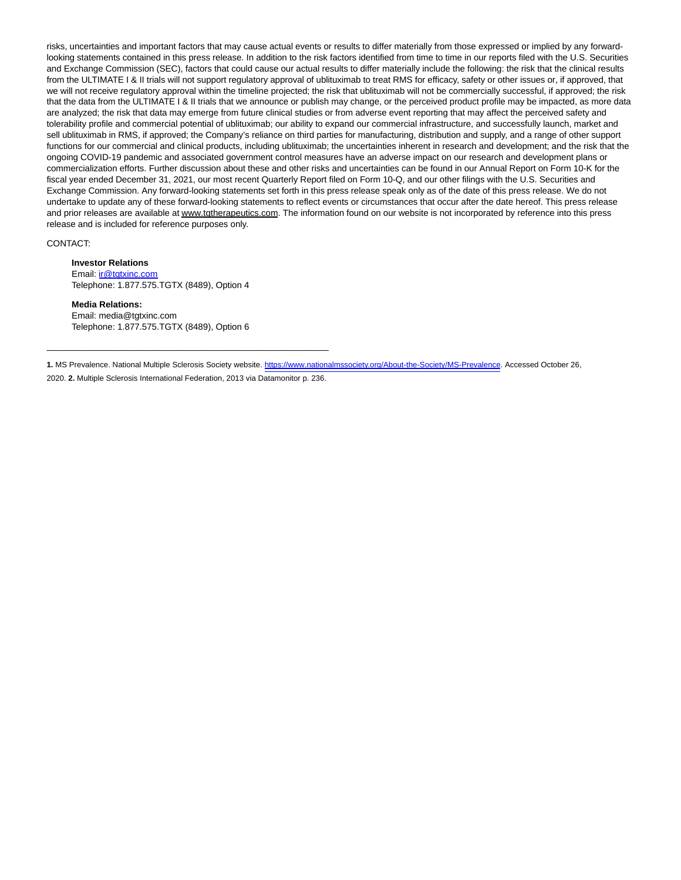risks, uncertainties and important factors that may cause actual events or results to differ materially from those expressed or implied by any forward-looking statements contained in this press release. In addition to the risk factors identified from time to time in our reports filed with the U.S. Securities and Exchange Commission (SEC), factors that could cause our actual results to differ materially include the following: the risk that the clinical results from the ULTIMATE I & II trials will not support regulatory approval of ublituximab to treat RMS for efficacy, safety or other issues or, if approved, that we will not receive regulatory approval within the timeline projected; the risk that ublituximab will not be commercially successful, if approved; the risk that the data from the ULTIMATE I & II trials that we announce or publish may change, or the perceived product profile may be impacted, as more data are analyzed; the risk that data may emerge from future clinical studies or from adverse event reporting that may affect the perceived safety and tolerability profile and commercial potential of ublituximab; our ability to expand our commercial infrastructure, and successfully launch, market and sell ublituximab in RMS, if approved; the Company's reliance on third parties for manufacturing, distribution and supply, and a range of other support functions for our commercial and clinical products, including ublituximab; the uncertainties inherent in research and development; and the risk that the ongoing COVID-19 pandemic and associated government control measures have an adverse impact on our research and development plans or commercialization efforts. Further discussion about these and other risks and uncertainties can be found in our Annual Report on Form 10-K for the fiscal year ended December 31, 2021, our most recent Quarterly Report filed on Form 10-Q, and our other filings with the U.S. Securities and Exchange Commission. Any forward-looking statements set forth in this press release speak only as of the date of this press release. We do not undertake to update any of these forward-looking statements to reflect events or circumstances that occur after the date hereof. This press release and prior releases are available at www.tgtherapeutics.com. The information found on our website is not incorporated by reference into this press release and is included for reference purposes only.

CONTACT:

**Investor Relations**
Email: ir@tgtxinc.com
Telephone: 1.877.575.TGTX (8489), Option 4

**Media Relations:**
Email: media@tgtxinc.com
Telephone: 1.877.575.TGTX (8489), Option 6

---

**1.** MS Prevalence. National Multiple Sclerosis Society website. https://www.nationalmssociety.org/About-the-Society/MS-Prevalence. Accessed October 26, 2020. **2.** Multiple Sclerosis International Federation, 2013 via Datamonitor p. 236.